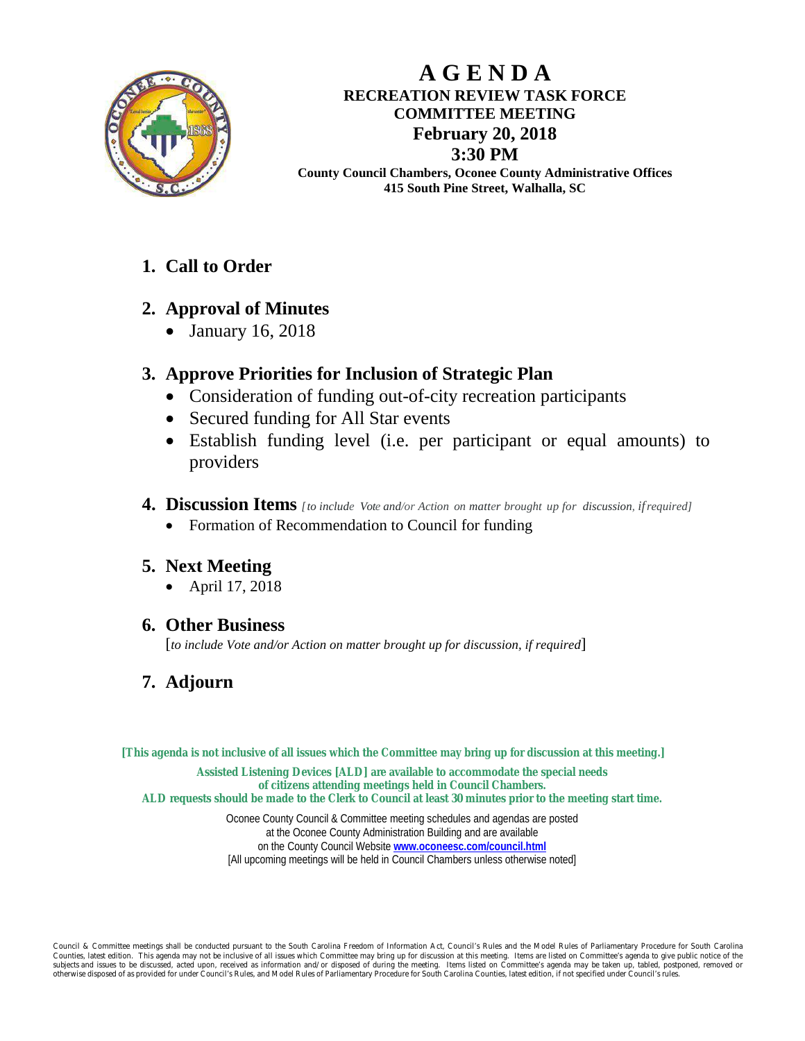# AGENDA

## RECREATION REVIEW TASK FORCE COMMITTEE MEETING

**February 20, 2018**

**3:30 PM**

**County Council Chambers, Oconee County Administrative Offices**
**415 South Pine Street, Walhalla, SC**

1. **Call to Order**

2. **Approval of Minutes**
   - January 16, 2018

3. **Approve Priorities for Inclusion of Strategic Plan**
   - Consideration of funding out-of-city recreation participants
   - Secured funding for All Star events
   - Establish funding level (i.e. per participant or equal amounts) to providers

4. **Discussion Items** *[to include Vote and/or Action on matter brought up for discussion, if required]*
   - Formation of Recommendation to Council for funding

5. **Next Meeting**
   - April 17, 2018

6. **Other Business**
   [*to include Vote and/or Action on matter brought up for discussion, if required*]

7. **Adjourn**

**[This agenda is not inclusive of all issues which the Committee may bring up for discussion at this meeting.]**

**Assisted Listening Devices [ALD] are available to accommodate the special needs of citizens attending meetings held in Council Chambers.**
**ALD requests should be made to the Clerk to Council at least 30 minutes prior to the meeting start time.**

Oconee County Council & Committee meeting schedules and agendas are posted at the Oconee County Administration Building and are available on the County Council Website **www.oconeesc.com/council.html**
[All upcoming meetings will be held in Council Chambers unless otherwise noted]

Council & Committee meetings shall be conducted pursuant to the South Carolina Freedom of Information Act, Council's Rules and the Model Rules of Parliamentary Procedure for South Carolina Counties, latest edition. This agenda may not be inclusive of all issues which Committee may bring up for discussion at this meeting. Items are listed on Committee's agenda to give public notice of the subjects and issues to be discussed, acted upon, received as information and/or disposed of during the meeting. Items listed on Committee's agenda may be taken up, tabled, postponed, removed or otherwise disposed of as provided for under Council's Rules, and Model Rules of Parliamentary Procedure for South Carolina Counties, latest edition, if not specified under Council's rules.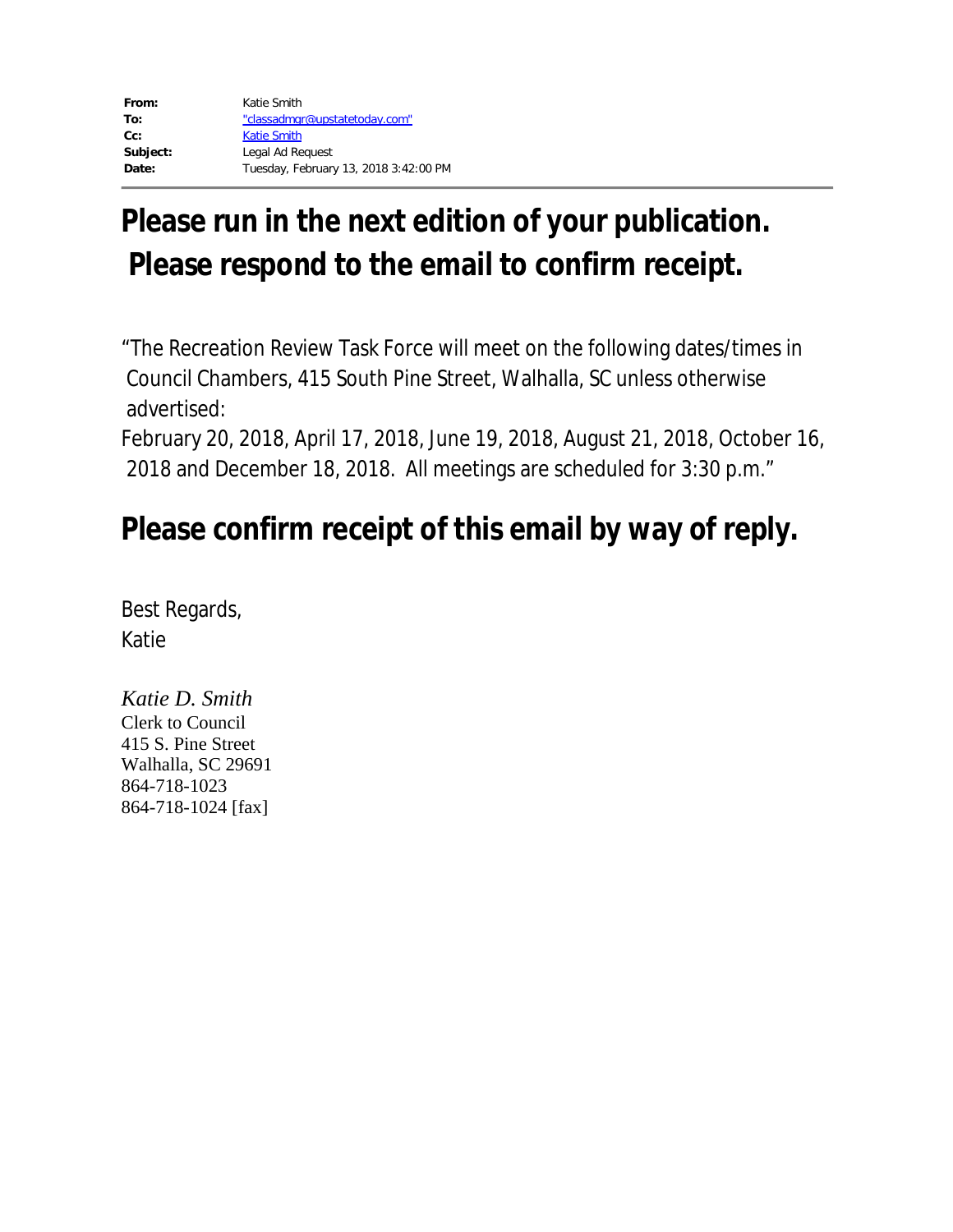**From:** Katie Smith
**To:** "classadmgr@upstatetoday.com"
**Cc:** Katie Smith
**Subject:** Legal Ad Request
**Date:** Tuesday, February 13, 2018 3:42:00 PM

---

## Please run in the next edition of your publication. Please respond to the email to confirm receipt.

"The Recreation Review Task Force will meet on the following dates/times in Council Chambers, 415 South Pine Street, Walhalla, SC unless otherwise advertised:
February 20, 2018, April 17, 2018, June 19, 2018, August 21, 2018, October 16, 2018 and December 18, 2018. All meetings are scheduled for 3:30 p.m."

## Please confirm receipt of this email by way of reply.

Best Regards,
Katie

*Katie D. Smith*
Clerk to Council
415 S. Pine Street
Walhalla, SC 29691
864-718-1023
864-718-1024 [fax]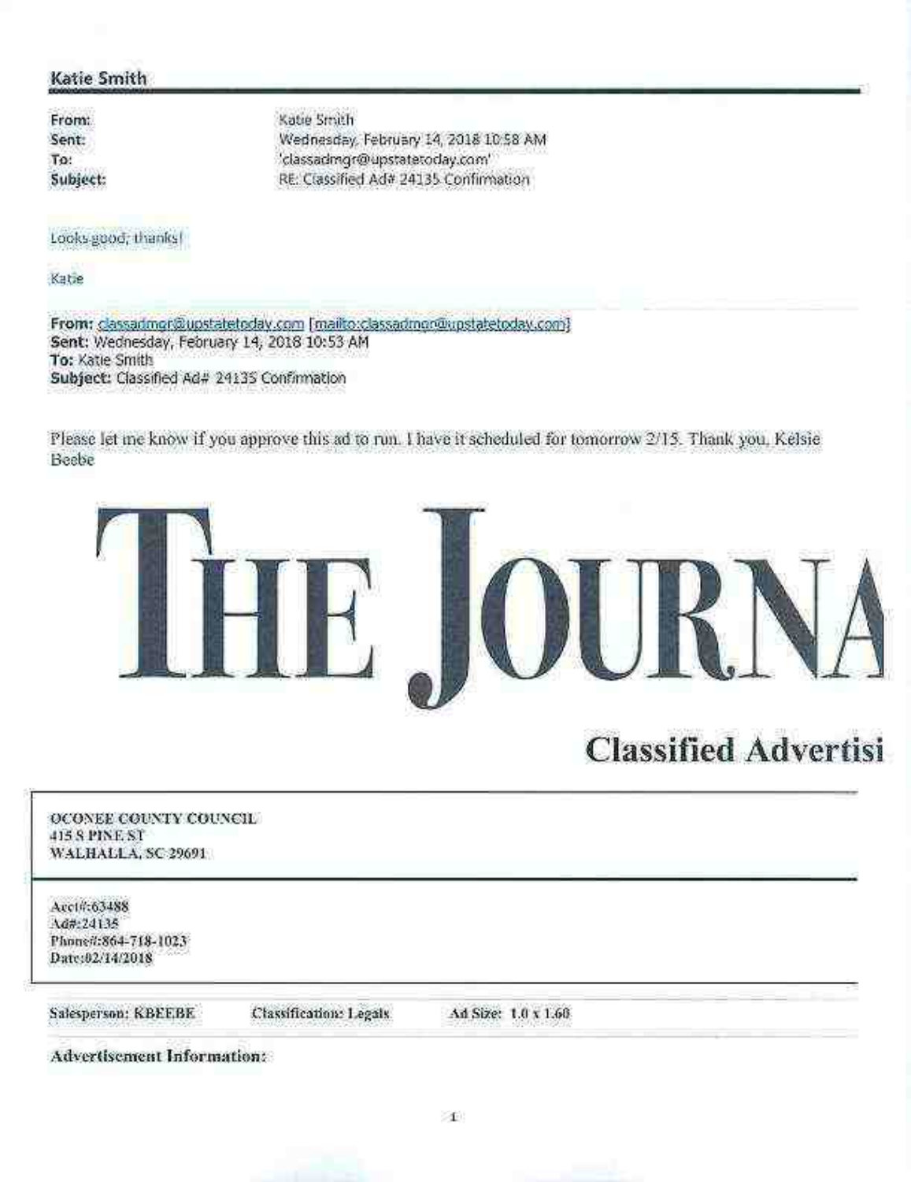**Katie Smith**

| | |
|---|---|
| **From:** | Katie Smith |
| **Sent:** | Wednesday, February 14, 2018 10:58 AM |
| **To:** | 'classadmgr@upstatetoday.com' |
| **Subject:** | RE: Classified Ad# 24135 Confirmation |

Looks good, thanks!

Katie

**From:** classadmgr@upstatetoday.com [mailto:classadmgr@upstatetoday.com]
**Sent:** Wednesday, February 14, 2018 10:53 AM
**To:** Katie Smith
**Subject:** Classified Ad# 24135 Confirmation

Please let me know if you approve this ad to run. I have it scheduled for tomorrow 2/15. Thank you, Kelsie Beebe

# THE JOURNA

## Classified Advertisi

**OCONEE COUNTY COUNCIL**
**415 S PINE ST**
**WALHALLA, SC 29691**

Acct#:63488
Ad#:24135
Phone#:864-718-1023
Date:02/14/2018

**Salesperson:** KBEEBE **Classification:** Legals **Ad Size:** 1.0 x 1.60

**Advertisement Information:**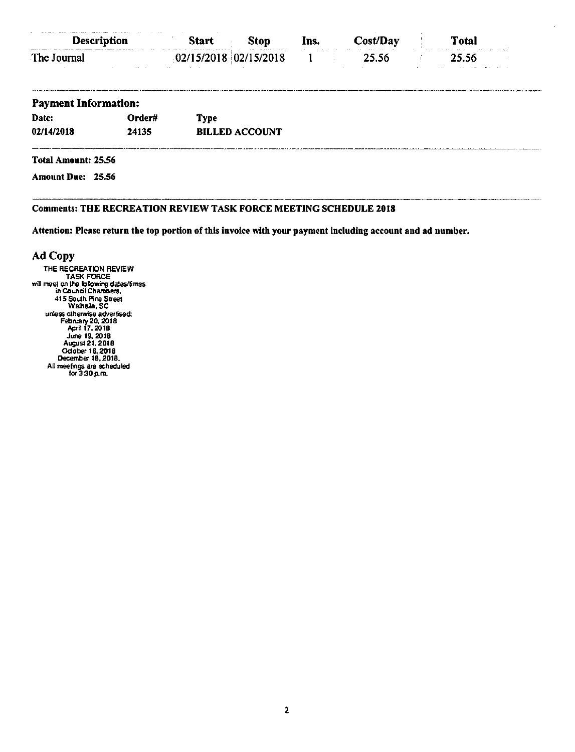| Description | Start | Stop | Ins. | Cost/Day | Total |
|---|---|---|---|---|---|
| The Journal | 02/15/2018 | 02/15/2018 | 1 | 25.56 | 25.56 |

## Payment Information:

| Date: | Order# | Type |
|---|---|---|
| 02/14/2018 | 24135 | BILLED ACCOUNT |

**Total Amount: 25.56**

**Amount Due: 25.56**

**Comments: THE RECREATION REVIEW TASK FORCE MEETING SCHEDULE 2018**

**Attention: Please return the top portion of this invoice with your payment including account and ad number.**

## Ad Copy

THE RECREATION REVIEW
TASK FORCE
will meet on the following dates/times
in Council Chambers,
415 South Pine Street
Walhalla, SC
unless otherwise advertised:
February 20, 2018
April 17, 2018
June 19, 2018
August 21, 2018
October 16, 2018
December 18, 2018.
All meetings are scheduled
for 3:30 p.m.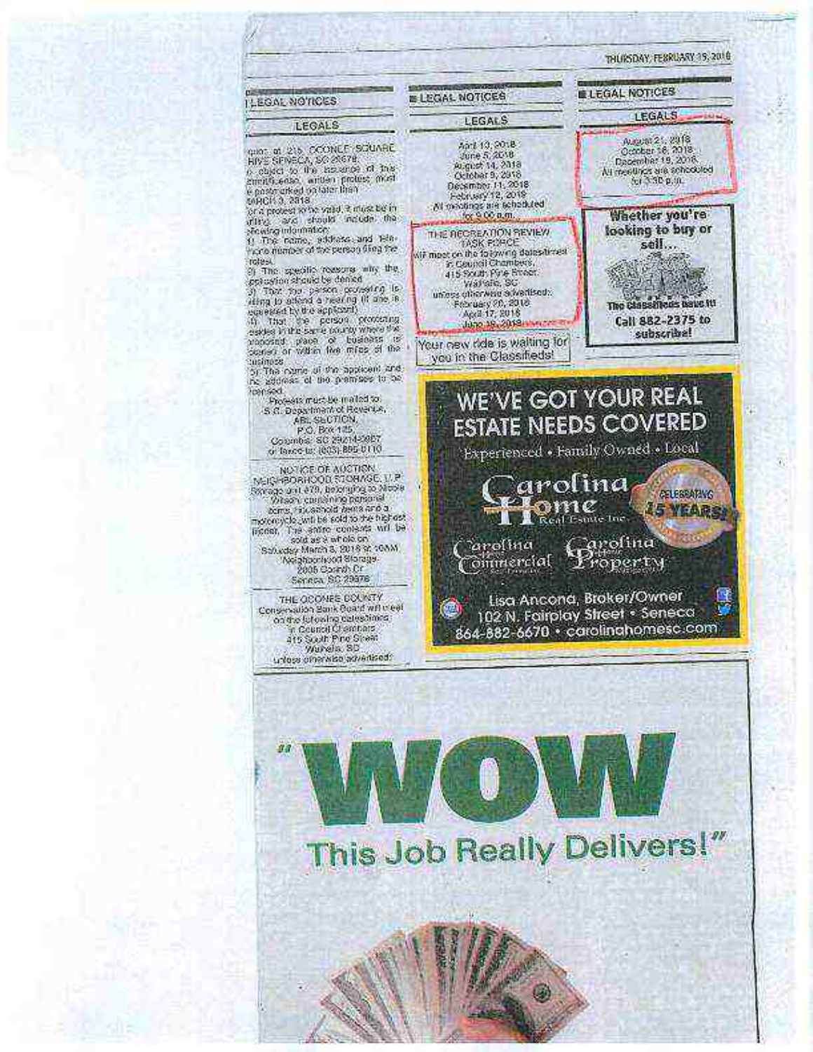THURSDAY, FEBRUARY 15, 2018

## LEGAL NOTICES

### LEGALS

tion at 215 OCONEE SQUARE DRIVE SENECA, SC 29678.

To object to the issuance of this permit/license, written protest must be postmarked no later than MARCH 3, 2018.

For a protest to be valid, it must be in writing, and should include the following information:

1) The name, address and telephone number of the person filing the protest.

2) The specific reasons why the application should be denied.

3) That the person protesting is willing to attend a hearing (if one is requested by the applicant).

4) That the person protesting resides in the same county where the proposed place of business is located or within five miles of the business.

5) The name of the applicant and the address of the premises to be licensed.

Protests must be mailed to:
S.C. Department of Revenue,
ABL SECTION,
P.O. Box 125,
Columbia, SC 29214-0907
or faxed to: (803) 896-0110

NOTICE OF AUCTION
NEIGHBORHOOD STORAGE, LLP
Storage unit #79, belonging to Nicole Wilson containing personal items, household items and a motorcycle unit be sold to the highest bidder. The entire contents will be sold as a whole on
Saturday March 3, 2018 at 10AM
Neighborhood Storage
2005 Ocean Dr
Seneca, SC 29678

THE OCONEE COUNTY
Conservation Bank Board will meet on the following dates/times in Council Chambers,
415 South Pine Street
Walhalla, SC
unless otherwise advertised:

## LEGAL NOTICES

### LEGALS

April 13, 2018
June 5, 2018
August 14, 2018
October 9, 2018
December 11, 2018
February 12, 2019
All meetings are scheduled for 5:00 p.m.

THE RECREATION REVIEW TASK FORCE
will meet on the following dates/times in Council Chambers,
415 South Pine Street,
Walhalla, SC
unless otherwise advertised:
February 20, 2018
April 17, 2018
June 19, 2018

Your new ride is waiting for you in the Classifieds!

## LEGAL NOTICES

### LEGALS

August 21, 2018
October 16, 2018
December 18, 2018
All meetings are scheduled for 3:30 p.m.

**Whether you're looking to buy or sell...**

**The Classifieds have it!**

**Call 882-2375 to subscribe!**

WE'VE GOT YOUR REAL ESTATE NEEDS COVERED

Experienced • Family Owned • Local

Carolina Home Real Estate Inc.

CELEBRATING 15 YEARS!

Carolina Commercial | Carolina Property

Lisa Ancona, Broker/Owner
102 N. Fairplay Street • Seneca
864-882-6670 • carolinahomesc.com

"WOW This Job Really Delivers!"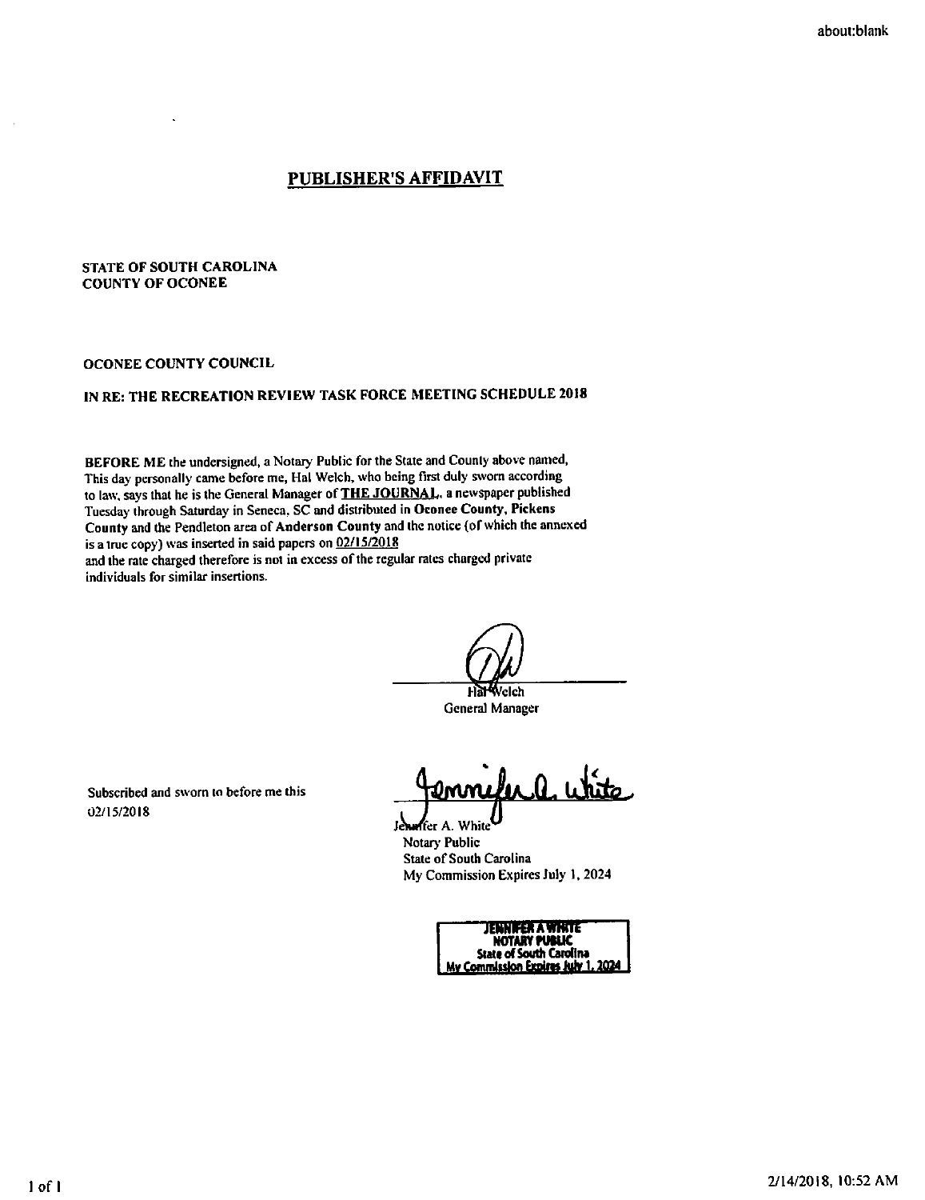# PUBLISHER'S AFFIDAVIT

**STATE OF SOUTH CAROLINA**
**COUNTY OF OCONEE**

**OCONEE COUNTY COUNCIL**

**IN RE: THE RECREATION REVIEW TASK FORCE MEETING SCHEDULE 2018**

**BEFORE ME** the undersigned, a Notary Public for the State and County above named, This day personally came before me, Hal Welch, who being first duly sworn according to law, says that he is the General Manager of **THE JOURNAL**, a newspaper published Tuesday through Saturday in Seneca, SC and distributed in **Oconee County, Pickens County** and the Pendleton area of **Anderson County** and the notice (of which the annexed is a true copy) was inserted in said papers on 02/15/2018
and the rate charged therefore is not in excess of the regular rates charged private individuals for similar insertions.

Hal Welch
General Manager

Subscribed and sworn to before me this
02/15/2018

Jennifer A. White
Notary Public
State of South Carolina
My Commission Expires July 1, 2024

JENNIFER A WHITE
NOTARY PUBLIC
State of South Carolina
My Commission Expires July 1, 2024